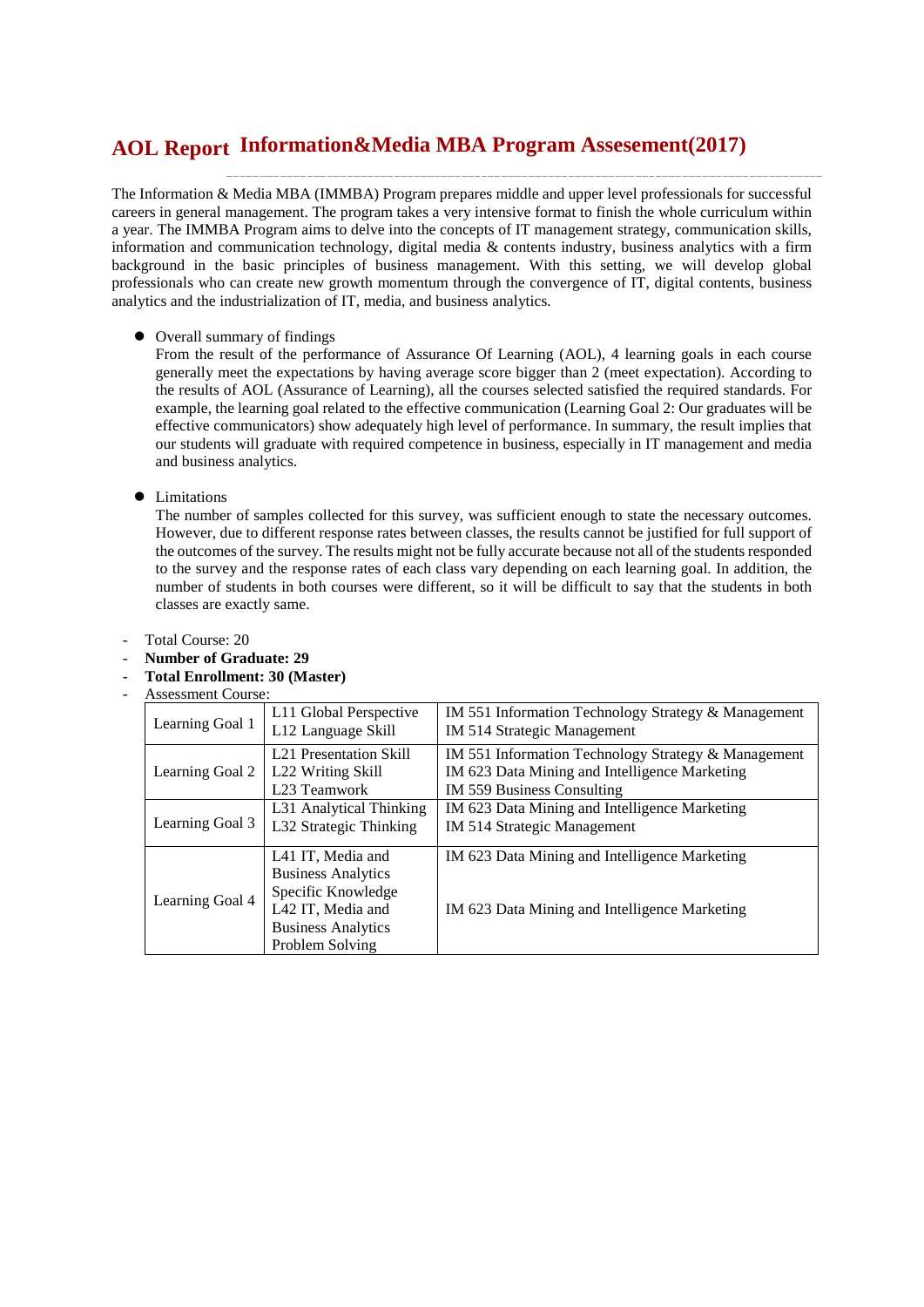# AOL Report Information&Media MBA Program Assesement(2017)

The Information & Media MBA (IMMBA) Program prepares middle and upper level professionals for successful careers in general management. The program takes a very intensive format to finish the whole curriculum within a year. The IMMBA Program aims to delve into the concepts of IT management strategy, communication skills, information and communication technology, digital media & contents industry, business analytics with a firm background in the basic principles of business management. With this setting, we will develop global professionals who can create new growth momentum through the convergence of IT, digital contents, business analytics and the industrialization of IT, media, and business analytics.

- Overall summary of findings

  From the result of the performance of Assurance Of Learning (AOL), 4 learning goals in each course generally meet the expectations by having average score bigger than 2 (meet expectation). According to the results of AOL (Assurance of Learning), all the courses selected satisfied the required standards. For example, the learning goal related to the effective communication (Learning Goal 2: Our graduates will be effective communicators) show adequately high level of performance. In summary, the result implies that our students will graduate with required competence in business, especially in IT management and media and business analytics.

- Limitations

  The number of samples collected for this survey, was sufficient enough to state the necessary outcomes. However, due to different response rates between classes, the results cannot be justified for full support of the outcomes of the survey. The results might not be fully accurate because not all of the students responded to the survey and the response rates of each class vary depending on each learning goal. In addition, the number of students in both courses were different, so it will be difficult to say that the students in both classes are exactly same.

- Total Course: 20
- **Number of Graduate: 29**
- **Total Enrollment: 30 (Master)**
- Assessment Course:

| | | |
|---|---|---|
| Learning Goal 1 | L11 Global Perspective<br>L12 Language Skill | IM 551 Information Technology Strategy & Management<br>IM 514 Strategic Management |
| Learning Goal 2 | L21 Presentation Skill<br>L22 Writing Skill<br>L23 Teamwork | IM 551 Information Technology Strategy & Management<br>IM 623 Data Mining and Intelligence Marketing<br>IM 559 Business Consulting |
| Learning Goal 3 | L31 Analytical Thinking<br>L32 Strategic Thinking | IM 623 Data Mining and Intelligence Marketing<br>IM 514 Strategic Management |
| Learning Goal 4 | L41 IT, Media and Business Analytics Specific Knowledge<br>L42 IT, Media and Business Analytics Problem Solving | IM 623 Data Mining and Intelligence Marketing<br>IM 623 Data Mining and Intelligence Marketing |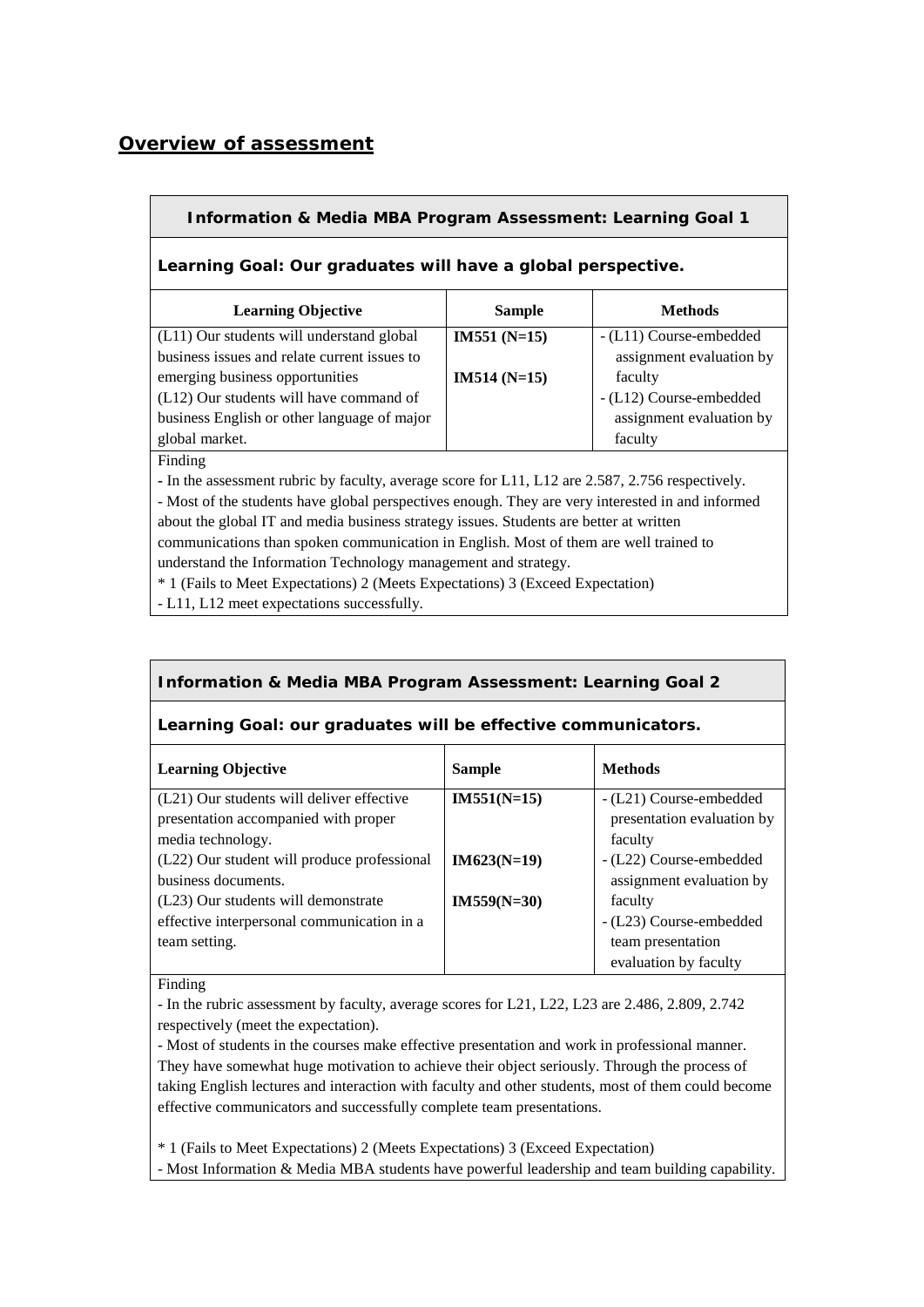## Overview of assessment

| Information & Media MBA Program Assessment: Learning Goal 1 | | |
|---|---|---|
| **Learning Goal: Our graduates will have a global perspective.** | | |
| **Learning Objective** | **Sample** | **Methods** |
| (L11) Our students will understand global business issues and relate current issues to emerging business opportunities<br>(L12) Our students will have command of business English or other language of major global market. | **IM551 (N=15)**<br><br>**IM514 (N=15)** | - (L11) Course-embedded assignment evaluation by faculty<br>- (L12) Course-embedded assignment evaluation by faculty |
| Finding<br>- In the assessment rubric by faculty, average score for L11, L12 are 2.587, 2.756 respectively.<br>- Most of the students have global perspectives enough. They are very interested in and informed about the global IT and media business strategy issues. Students are better at written communications than spoken communication in English. Most of them are well trained to understand the Information Technology management and strategy.<br>* 1 (Fails to Meet Expectations) 2 (Meets Expectations) 3 (Exceed Expectation)<br>- L11, L12 meet expectations successfully. | | |

| Information & Media MBA Program Assessment: Learning Goal 2 | | |
|---|---|---|
| **Learning Goal: our graduates will be effective communicators.** | | |
| **Learning Objective** | **Sample** | **Methods** |
| (L21) Our students will deliver effective presentation accompanied with proper media technology.<br>(L22) Our student will produce professional business documents.<br>(L23) Our students will demonstrate effective interpersonal communication in a team setting. | **IM551(N=15)**<br><br>**IM623(N=19)**<br><br>**IM559(N=30)** | - (L21) Course-embedded presentation evaluation by faculty<br>- (L22) Course-embedded assignment evaluation by faculty<br>- (L23) Course-embedded team presentation evaluation by faculty |
| Finding<br>- In the rubric assessment by faculty, average scores for L21, L22, L23 are 2.486, 2.809, 2.742 respectively (meet the expectation).<br>- Most of students in the courses make effective presentation and work in professional manner. They have somewhat huge motivation to achieve their object seriously. Through the process of taking English lectures and interaction with faculty and other students, most of them could become effective communicators and successfully complete team presentations.<br><br>* 1 (Fails to Meet Expectations) 2 (Meets Expectations) 3 (Exceed Expectation)<br>- Most Information & Media MBA students have powerful leadership and team building capability. | | |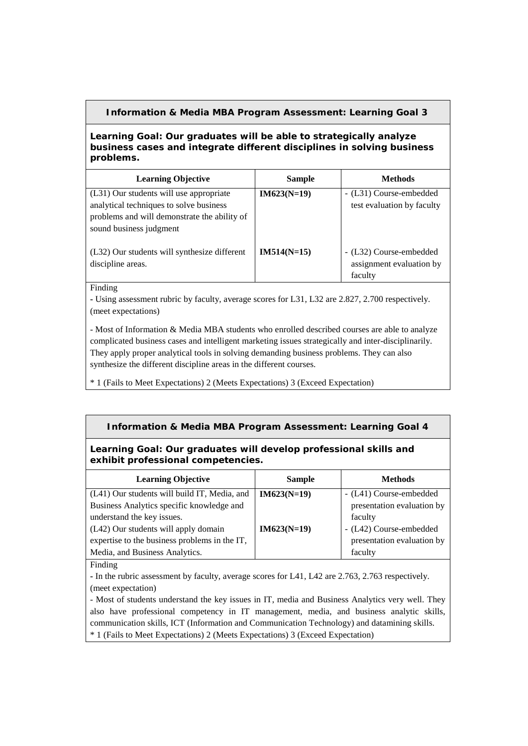## Information & Media MBA Program Assessment: Learning Goal 3

**Learning Goal: Our graduates will be able to strategically analyze business cases and integrate different disciplines in solving business problems.**

| Learning Objective | Sample | Methods |
|---|---|---|
| (L31) Our students will use appropriate analytical techniques to solve business problems and will demonstrate the ability of sound business judgment | **IM623(N=19)** | - (L31) Course-embedded test evaluation by faculty |
| (L32) Our students will synthesize different discipline areas. | **IM514(N=15)** | - (L32) Course-embedded assignment evaluation by faculty |

Finding

- Using assessment rubric by faculty, average scores for L31, L32 are 2.827, 2.700 respectively. (meet expectations)

- Most of Information & Media MBA students who enrolled described courses are able to analyze complicated business cases and intelligent marketing issues strategically and inter-disciplinarily. They apply proper analytical tools in solving demanding business problems. They can also synthesize the different discipline areas in the different courses.

* 1 (Fails to Meet Expectations) 2 (Meets Expectations) 3 (Exceed Expectation)

## Information & Media MBA Program Assessment: Learning Goal 4

**Learning Goal: Our graduates will develop professional skills and exhibit professional competencies.**

| Learning Objective | Sample | Methods |
|---|---|---|
| (L41) Our students will build IT, Media, and Business Analytics specific knowledge and understand the key issues. | **IM623(N=19)** | - (L41) Course-embedded presentation evaluation by faculty |
| (L42) Our students will apply domain expertise to the business problems in the IT, Media, and Business Analytics. | **IM623(N=19)** | - (L42) Course-embedded presentation evaluation by faculty |

Finding

- In the rubric assessment by faculty, average scores for L41, L42 are 2.763, 2.763 respectively. (meet expectation)

- Most of students understand the key issues in IT, media and Business Analytics very well. They also have professional competency in IT management, media, and business analytic skills, communication skills, ICT (Information and Communication Technology) and datamining skills.

* 1 (Fails to Meet Expectations) 2 (Meets Expectations) 3 (Exceed Expectation)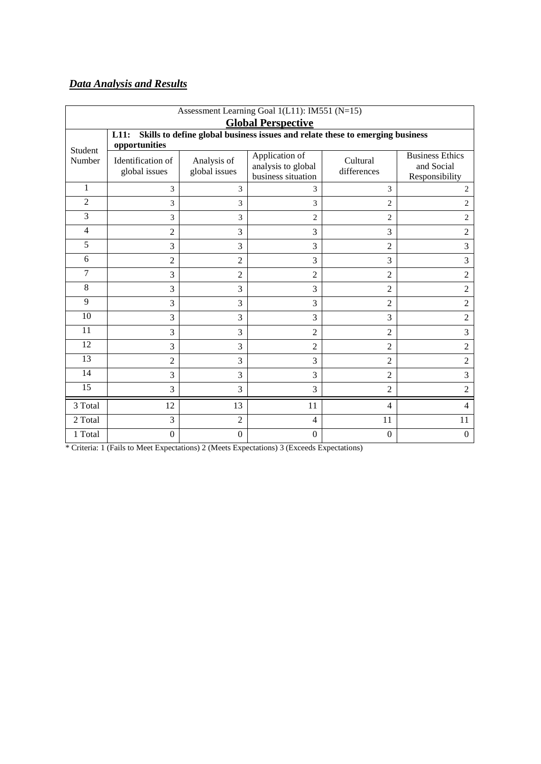## ***Data Analysis and Results***

| Assessment Learning Goal 1(L11): IM551 (N=15) **Global Perspective** | | | | | |
|---|---|---|---|---|---|
| Student Number | **L11: Skills to define global business issues and relate these to emerging business opportunities** | | | | |
| | Identification of global issues | Analysis of global issues | Application of analysis to global business situation | Cultural differences | Business Ethics and Social Responsibility |
| 1 | 3 | 3 | 3 | 3 | 2 |
| 2 | 3 | 3 | 3 | 2 | 2 |
| 3 | 3 | 3 | 2 | 2 | 2 |
| 4 | 2 | 3 | 3 | 3 | 2 |
| 5 | 3 | 3 | 3 | 2 | 3 |
| 6 | 2 | 2 | 3 | 3 | 3 |
| 7 | 3 | 2 | 2 | 2 | 2 |
| 8 | 3 | 3 | 3 | 2 | 2 |
| 9 | 3 | 3 | 3 | 2 | 2 |
| 10 | 3 | 3 | 3 | 3 | 2 |
| 11 | 3 | 3 | 2 | 2 | 3 |
| 12 | 3 | 3 | 2 | 2 | 2 |
| 13 | 2 | 3 | 3 | 2 | 2 |
| 14 | 3 | 3 | 3 | 2 | 3 |
| 15 | 3 | 3 | 3 | 2 | 2 |
| 3 Total | 12 | 13 | 11 | 4 | 4 |
| 2 Total | 3 | 2 | 4 | 11 | 11 |
| 1 Total | 0 | 0 | 0 | 0 | 0 |

* Criteria: 1 (Fails to Meet Expectations) 2 (Meets Expectations) 3 (Exceeds Expectations)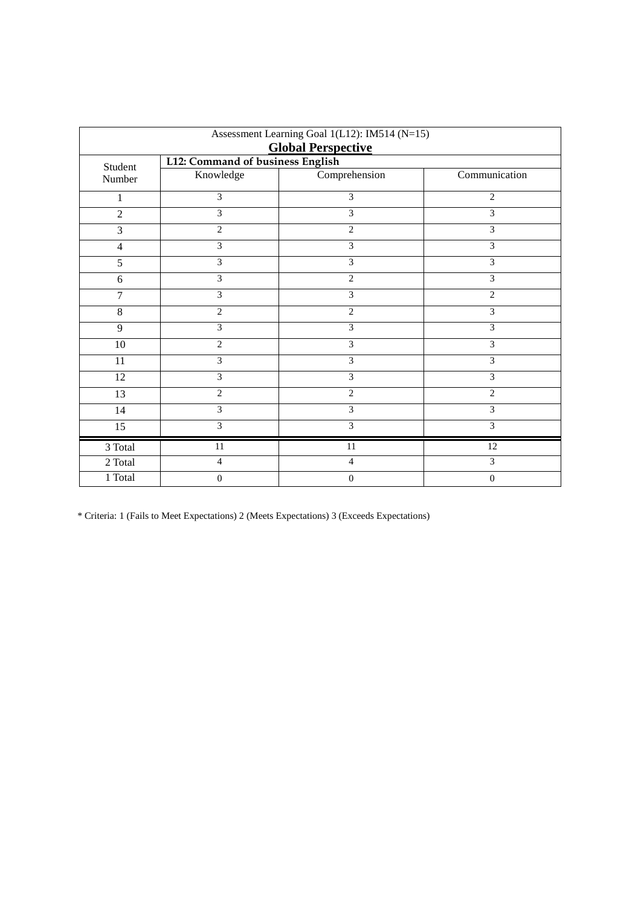| Assessment Learning Goal 1(L12): IM514 (N=15) **Global Perspective** | | | |
|---|---|---|---|
| Student Number | **L12: Command of business English** | | |
| | Knowledge | Comprehension | Communication |
| 1 | 3 | 3 | 2 |
| 2 | 3 | 3 | 3 |
| 3 | 2 | 2 | 3 |
| 4 | 3 | 3 | 3 |
| 5 | 3 | 3 | 3 |
| 6 | 3 | 2 | 3 |
| 7 | 3 | 3 | 2 |
| 8 | 2 | 2 | 3 |
| 9 | 3 | 3 | 3 |
| 10 | 2 | 3 | 3 |
| 11 | 3 | 3 | 3 |
| 12 | 3 | 3 | 3 |
| 13 | 2 | 2 | 2 |
| 14 | 3 | 3 | 3 |
| 15 | 3 | 3 | 3 |
| 3 Total | 11 | 11 | 12 |
| 2 Total | 4 | 4 | 3 |
| 1 Total | 0 | 0 | 0 |

* Criteria: 1 (Fails to Meet Expectations) 2 (Meets Expectations) 3 (Exceeds Expectations)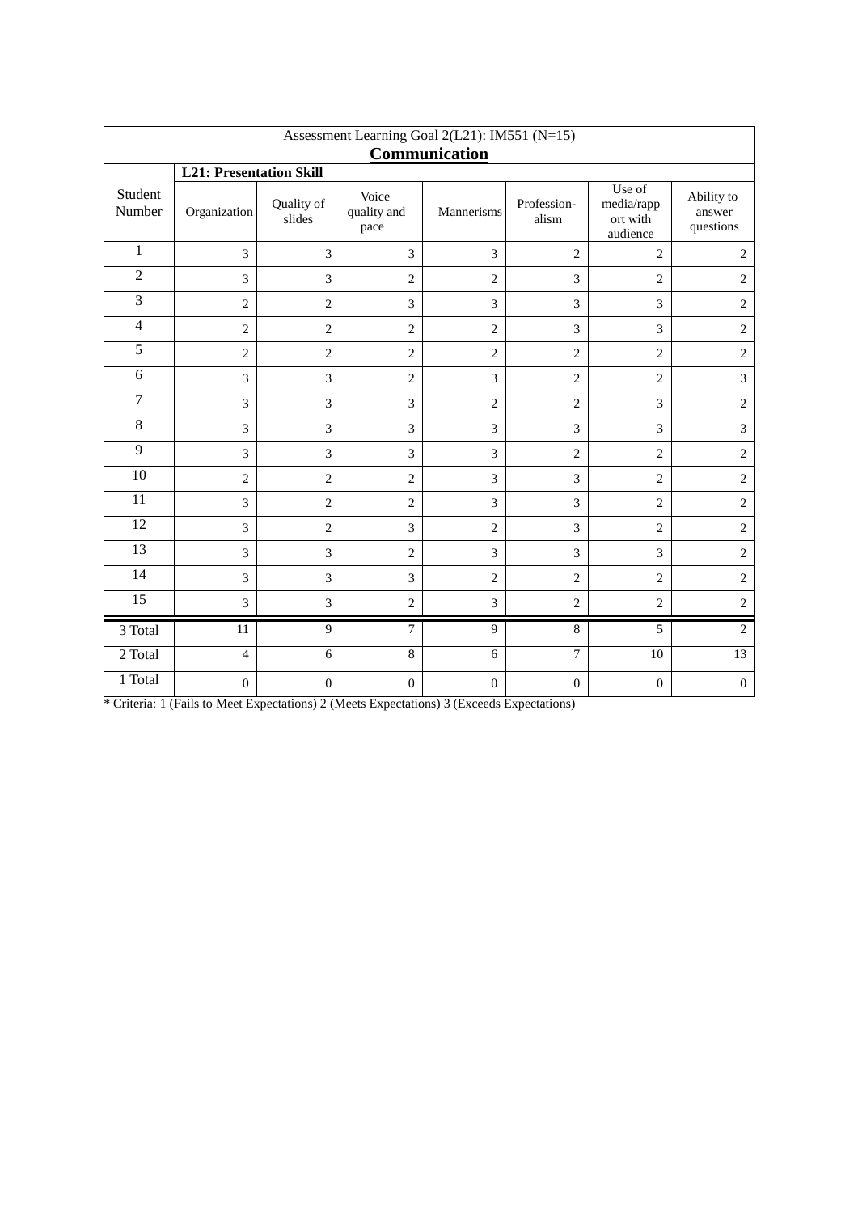| Assessment Learning Goal 2(L21): IM551 (N=15) **Communication** | | | | | | | |
|---|---|---|---|---|---|---|---|
| | **L21: Presentation Skill** | | | | | | |
| Student Number | Organization | Quality of slides | Voice quality and pace | Mannerisms | Profession-alism | Use of media/rapport with audience | Ability to answer questions |
| 1 | 3 | 3 | 3 | 3 | 2 | 2 | 2 |
| 2 | 3 | 3 | 2 | 2 | 3 | 2 | 2 |
| 3 | 2 | 2 | 3 | 3 | 3 | 3 | 2 |
| 4 | 2 | 2 | 2 | 2 | 3 | 3 | 2 |
| 5 | 2 | 2 | 2 | 2 | 2 | 2 | 2 |
| 6 | 3 | 3 | 2 | 3 | 2 | 2 | 3 |
| 7 | 3 | 3 | 3 | 2 | 2 | 3 | 2 |
| 8 | 3 | 3 | 3 | 3 | 3 | 3 | 3 |
| 9 | 3 | 3 | 3 | 3 | 2 | 2 | 2 |
| 10 | 2 | 2 | 2 | 3 | 3 | 2 | 2 |
| 11 | 3 | 2 | 2 | 3 | 3 | 2 | 2 |
| 12 | 3 | 2 | 3 | 2 | 3 | 2 | 2 |
| 13 | 3 | 3 | 2 | 3 | 3 | 3 | 2 |
| 14 | 3 | 3 | 3 | 2 | 2 | 2 | 2 |
| 15 | 3 | 3 | 2 | 3 | 2 | 2 | 2 |
| 3 Total | 11 | 9 | 7 | 9 | 8 | 5 | 2 |
| 2 Total | 4 | 6 | 8 | 6 | 7 | 10 | 13 |
| 1 Total | 0 | 0 | 0 | 0 | 0 | 0 | 0 |

* Criteria: 1 (Fails to Meet Expectations) 2 (Meets Expectations) 3 (Exceeds Expectations)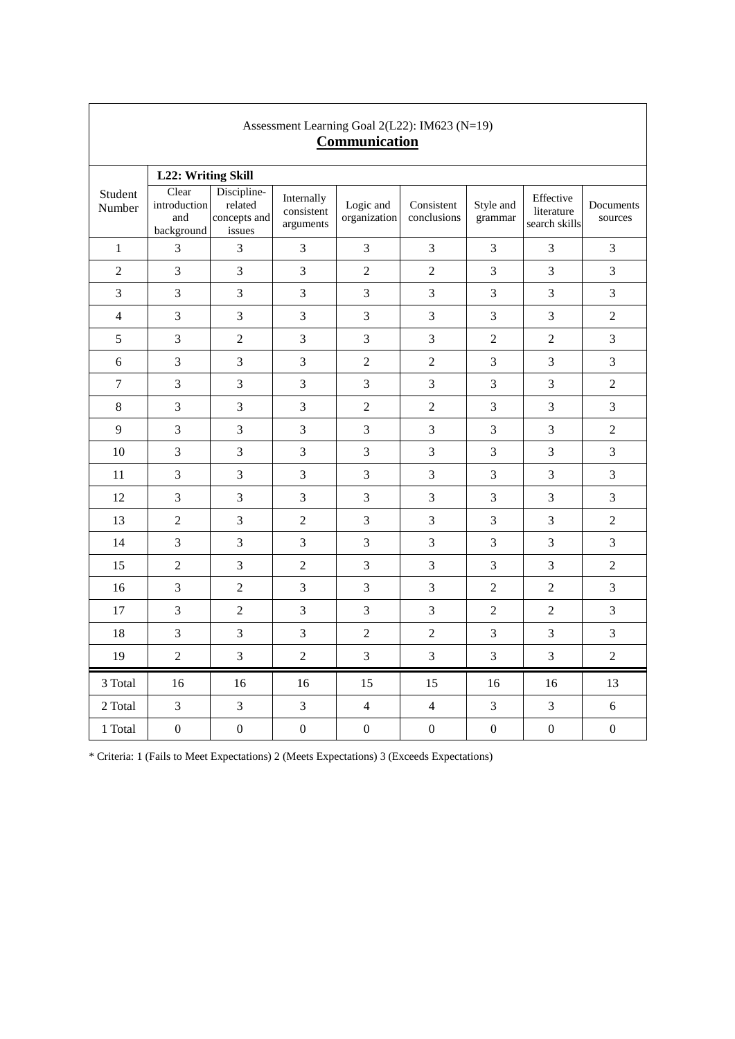Assessment Learning Goal 2(L22): IM623 (N=19)

**Communication**

| Student Number | L22: Writing Skill | | | | | | | |
|---|---|---|---|---|---|---|---|---|
| | Clear introduction and background | Discipline-related concepts and issues | Internally consistent arguments | Logic and organization | Consistent conclusions | Style and grammar | Effective literature search skills | Documents sources |
| 1 | 3 | 3 | 3 | 3 | 3 | 3 | 3 | 3 |
| 2 | 3 | 3 | 3 | 2 | 2 | 3 | 3 | 3 |
| 3 | 3 | 3 | 3 | 3 | 3 | 3 | 3 | 3 |
| 4 | 3 | 3 | 3 | 3 | 3 | 3 | 3 | 2 |
| 5 | 3 | 2 | 3 | 3 | 3 | 2 | 2 | 3 |
| 6 | 3 | 3 | 3 | 2 | 2 | 3 | 3 | 3 |
| 7 | 3 | 3 | 3 | 3 | 3 | 3 | 3 | 2 |
| 8 | 3 | 3 | 3 | 2 | 2 | 3 | 3 | 3 |
| 9 | 3 | 3 | 3 | 3 | 3 | 3 | 3 | 2 |
| 10 | 3 | 3 | 3 | 3 | 3 | 3 | 3 | 3 |
| 11 | 3 | 3 | 3 | 3 | 3 | 3 | 3 | 3 |
| 12 | 3 | 3 | 3 | 3 | 3 | 3 | 3 | 3 |
| 13 | 2 | 3 | 2 | 3 | 3 | 3 | 3 | 2 |
| 14 | 3 | 3 | 3 | 3 | 3 | 3 | 3 | 3 |
| 15 | 2 | 3 | 2 | 3 | 3 | 3 | 3 | 2 |
| 16 | 3 | 2 | 3 | 3 | 3 | 2 | 2 | 3 |
| 17 | 3 | 2 | 3 | 3 | 3 | 2 | 2 | 3 |
| 18 | 3 | 3 | 3 | 2 | 2 | 3 | 3 | 3 |
| 19 | 2 | 3 | 2 | 3 | 3 | 3 | 3 | 2 |
| 3 Total | 16 | 16 | 16 | 15 | 15 | 16 | 16 | 13 |
| 2 Total | 3 | 3 | 3 | 4 | 4 | 3 | 3 | 6 |
| 1 Total | 0 | 0 | 0 | 0 | 0 | 0 | 0 | 0 |

* Criteria: 1 (Fails to Meet Expectations) 2 (Meets Expectations) 3 (Exceeds Expectations)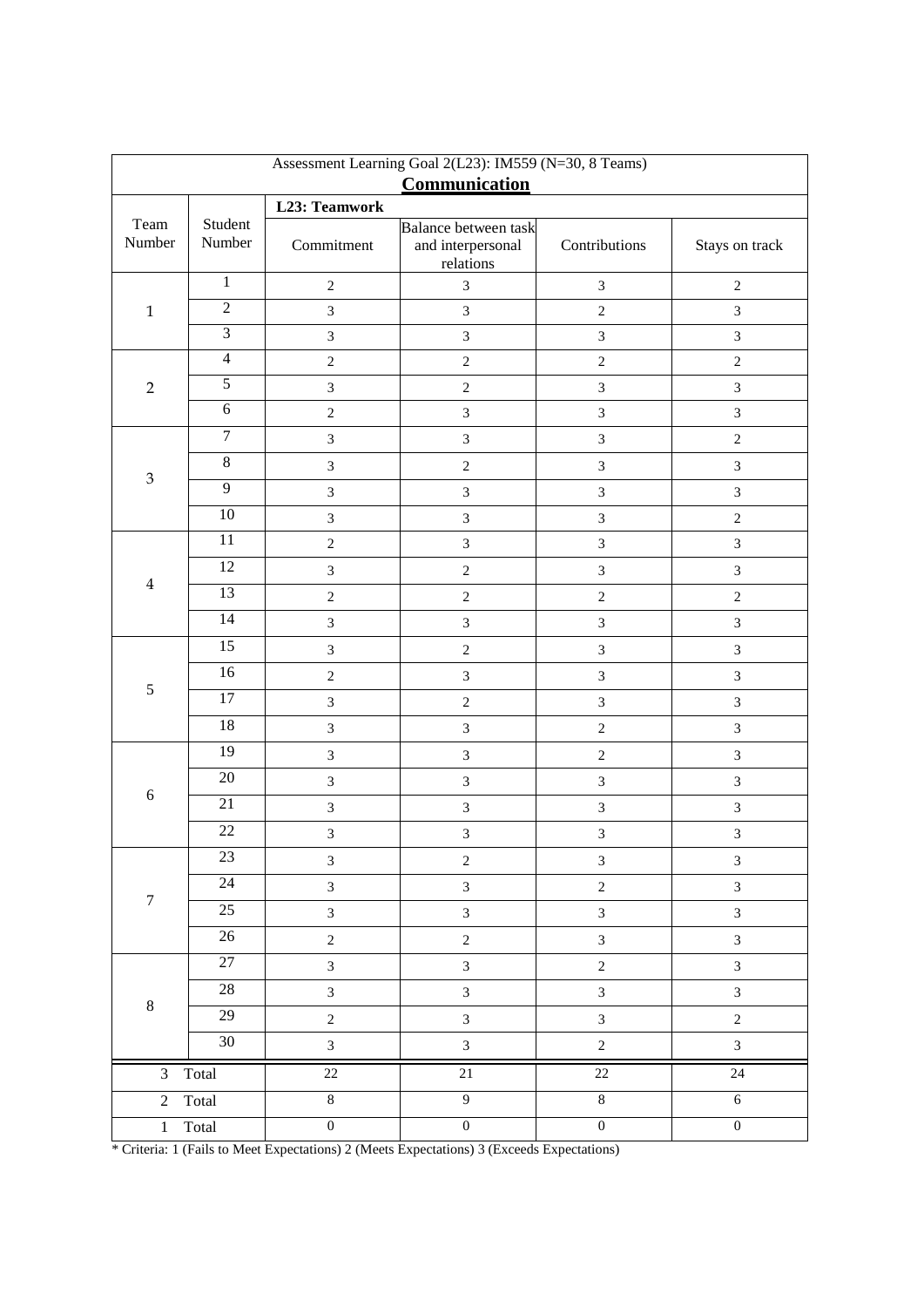| Assessment Learning Goal 2(L23): IM559 (N=30, 8 Teams) | | | | | |
|---|---|---|---|---|---|
| **Communication** | | | | | |
| | | **L23: Teamwork** | | | |
| Team Number | Student Number | Commitment | Balance between task and interpersonal relations | Contributions | Stays on track |
| 1 | 1 | 2 | 3 | 3 | 2 |
| | 2 | 3 | 3 | 2 | 3 |
| | 3 | 3 | 3 | 3 | 3 |
| 2 | 4 | 2 | 2 | 2 | 2 |
| | 5 | 3 | 2 | 3 | 3 |
| | 6 | 2 | 3 | 3 | 3 |
| 3 | 7 | 3 | 3 | 3 | 2 |
| | 8 | 3 | 2 | 3 | 3 |
| | 9 | 3 | 3 | 3 | 3 |
| | 10 | 3 | 3 | 3 | 2 |
| 4 | 11 | 2 | 3 | 3 | 3 |
| | 12 | 3 | 2 | 3 | 3 |
| | 13 | 2 | 2 | 2 | 2 |
| | 14 | 3 | 3 | 3 | 3 |
| 5 | 15 | 3 | 2 | 3 | 3 |
| | 16 | 2 | 3 | 3 | 3 |
| | 17 | 3 | 2 | 3 | 3 |
| | 18 | 3 | 3 | 2 | 3 |
| 6 | 19 | 3 | 3 | 2 | 3 |
| | 20 | 3 | 3 | 3 | 3 |
| | 21 | 3 | 3 | 3 | 3 |
| | 22 | 3 | 3 | 3 | 3 |
| 7 | 23 | 3 | 2 | 3 | 3 |
| | 24 | 3 | 3 | 2 | 3 |
| | 25 | 3 | 3 | 3 | 3 |
| | 26 | 2 | 2 | 3 | 3 |
| 8 | 27 | 3 | 3 | 2 | 3 |
| | 28 | 3 | 3 | 3 | 3 |
| | 29 | 2 | 3 | 3 | 2 |
| | 30 | 3 | 3 | 2 | 3 |
| 3 | Total | 22 | 21 | 22 | 24 |
| 2 | Total | 8 | 9 | 8 | 6 |
| 1 | Total | 0 | 0 | 0 | 0 |

* Criteria: 1 (Fails to Meet Expectations) 2 (Meets Expectations) 3 (Exceeds Expectations)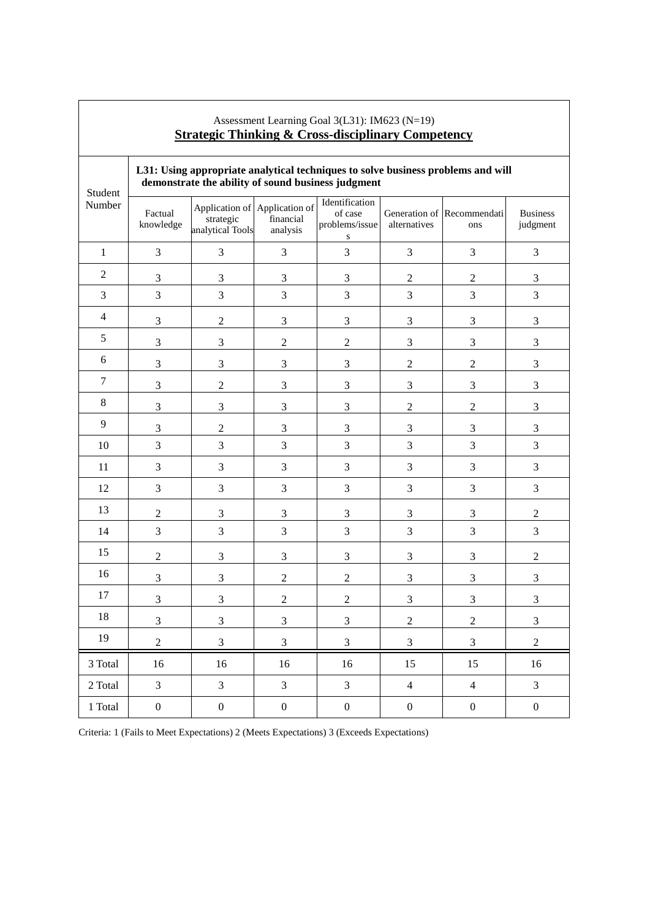| Assessment Learning Goal 3(L31): IM623 (N=19) **Strategic Thinking & Cross-disciplinary Competency** | | | | | | | |
|---|---|---|---|---|---|---|---|
| Student Number | **L31: Using appropriate analytical techniques to solve business problems and will demonstrate the ability of sound business judgment** | | | | | | |
| | Factual knowledge | Application of strategic analytical Tools | Application of financial analysis | Identification of case problems/issues | Generation of alternatives | Recommendations | Business judgment |
| 1 | 3 | 3 | 3 | 3 | 3 | 3 | 3 |
| 2 | 3 | 3 | 3 | 3 | 2 | 2 | 3 |
| 3 | 3 | 3 | 3 | 3 | 3 | 3 | 3 |
| 4 | 3 | 2 | 3 | 3 | 3 | 3 | 3 |
| 5 | 3 | 3 | 2 | 2 | 3 | 3 | 3 |
| 6 | 3 | 3 | 3 | 3 | 2 | 2 | 3 |
| 7 | 3 | 2 | 3 | 3 | 3 | 3 | 3 |
| 8 | 3 | 3 | 3 | 3 | 2 | 2 | 3 |
| 9 | 3 | 2 | 3 | 3 | 3 | 3 | 3 |
| 10 | 3 | 3 | 3 | 3 | 3 | 3 | 3 |
| 11 | 3 | 3 | 3 | 3 | 3 | 3 | 3 |
| 12 | 3 | 3 | 3 | 3 | 3 | 3 | 3 |
| 13 | 2 | 3 | 3 | 3 | 3 | 3 | 2 |
| 14 | 3 | 3 | 3 | 3 | 3 | 3 | 3 |
| 15 | 2 | 3 | 3 | 3 | 3 | 3 | 2 |
| 16 | 3 | 3 | 2 | 2 | 3 | 3 | 3 |
| 17 | 3 | 3 | 2 | 2 | 3 | 3 | 3 |
| 18 | 3 | 3 | 3 | 3 | 2 | 2 | 3 |
| 19 | 2 | 3 | 3 | 3 | 3 | 3 | 2 |
| 3 Total | 16 | 16 | 16 | 16 | 15 | 15 | 16 |
| 2 Total | 3 | 3 | 3 | 3 | 4 | 4 | 3 |
| 1 Total | 0 | 0 | 0 | 0 | 0 | 0 | 0 |

Criteria: 1 (Fails to Meet Expectations) 2 (Meets Expectations) 3 (Exceeds Expectations)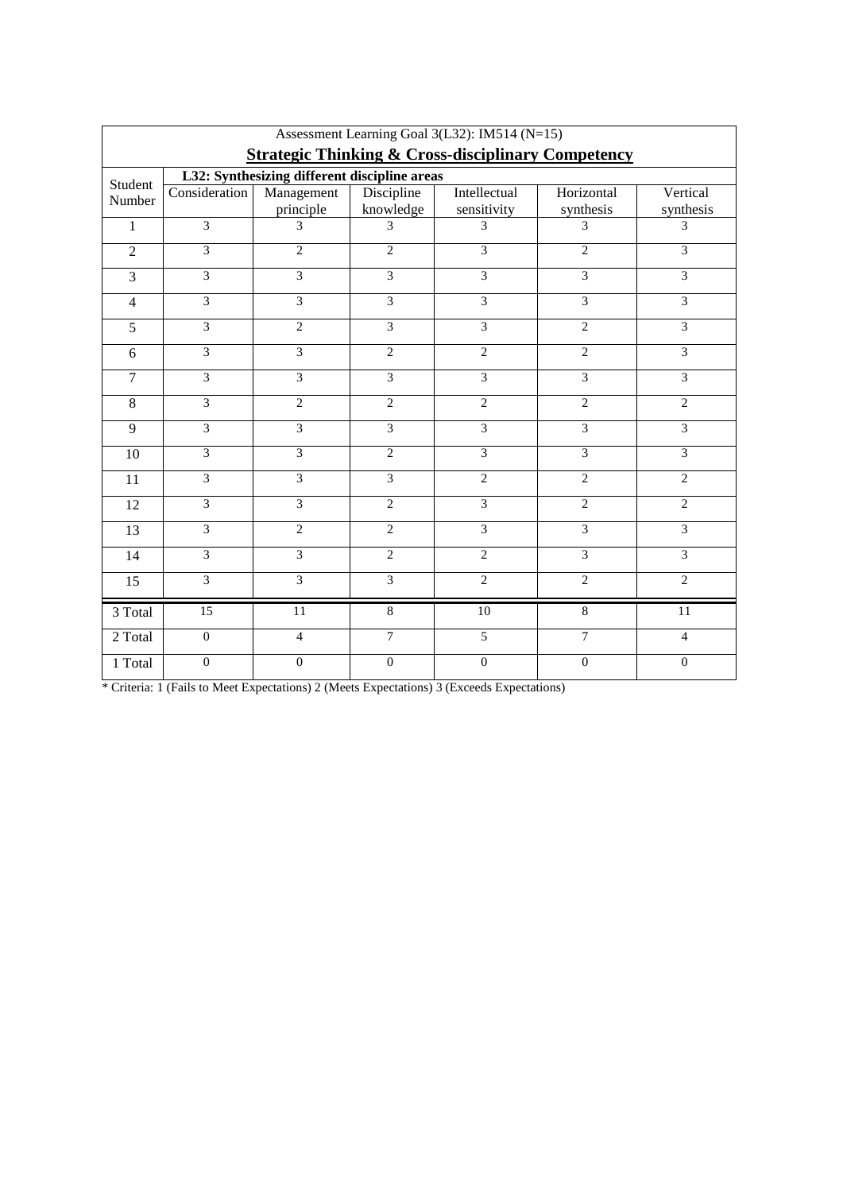| Assessment Learning Goal 3(L32): IM514 (N=15) | | | | | | |
|---|---|---|---|---|---|---|
| **Strategic Thinking & Cross-disciplinary Competency** | | | | | | |
| Student Number | **L32: Synthesizing different discipline areas** | | | | | |
| | Consideration | Management principle | Discipline knowledge | Intellectual sensitivity | Horizontal synthesis | Vertical synthesis |
| 1 | 3 | 3 | 3 | 3 | 3 | 3 |
| 2 | 3 | 2 | 2 | 3 | 2 | 3 |
| 3 | 3 | 3 | 3 | 3 | 3 | 3 |
| 4 | 3 | 3 | 3 | 3 | 3 | 3 |
| 5 | 3 | 2 | 3 | 3 | 2 | 3 |
| 6 | 3 | 3 | 2 | 2 | 2 | 3 |
| 7 | 3 | 3 | 3 | 3 | 3 | 3 |
| 8 | 3 | 2 | 2 | 2 | 2 | 2 |
| 9 | 3 | 3 | 3 | 3 | 3 | 3 |
| 10 | 3 | 3 | 2 | 3 | 3 | 3 |
| 11 | 3 | 3 | 3 | 2 | 2 | 2 |
| 12 | 3 | 3 | 2 | 3 | 2 | 2 |
| 13 | 3 | 2 | 2 | 3 | 3 | 3 |
| 14 | 3 | 3 | 2 | 2 | 3 | 3 |
| 15 | 3 | 3 | 3 | 2 | 2 | 2 |
| 3 Total | 15 | 11 | 8 | 10 | 8 | 11 |
| 2 Total | 0 | 4 | 7 | 5 | 7 | 4 |
| 1 Total | 0 | 0 | 0 | 0 | 0 | 0 |

* Criteria: 1 (Fails to Meet Expectations) 2 (Meets Expectations) 3 (Exceeds Expectations)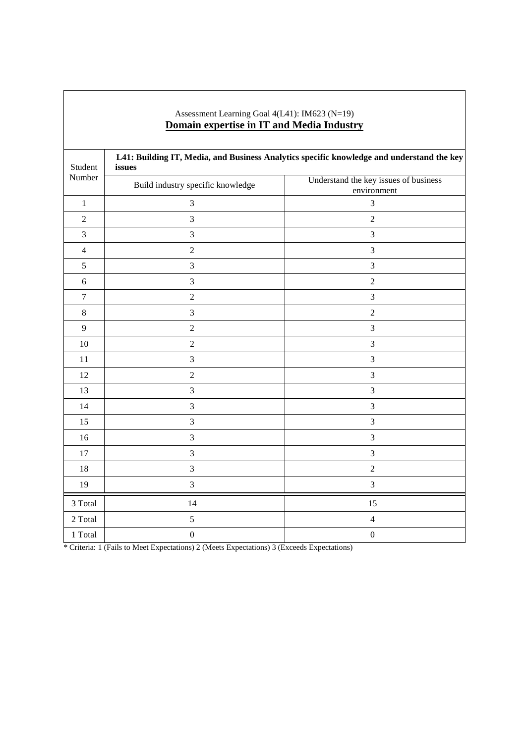Assessment Learning Goal 4(L41): IM623 (N=19)

**Domain expertise in IT and Media Industry**

| Student Number | L41: Building IT, Media, and Business Analytics specific knowledge and understand the key issues | |
|---|---|---|
| | Build industry specific knowledge | Understand the key issues of business environment |
| 1 | 3 | 3 |
| 2 | 3 | 2 |
| 3 | 3 | 3 |
| 4 | 2 | 3 |
| 5 | 3 | 3 |
| 6 | 3 | 2 |
| 7 | 2 | 3 |
| 8 | 3 | 2 |
| 9 | 2 | 3 |
| 10 | 2 | 3 |
| 11 | 3 | 3 |
| 12 | 2 | 3 |
| 13 | 3 | 3 |
| 14 | 3 | 3 |
| 15 | 3 | 3 |
| 16 | 3 | 3 |
| 17 | 3 | 3 |
| 18 | 3 | 2 |
| 19 | 3 | 3 |
| 3 Total | 14 | 15 |
| 2 Total | 5 | 4 |
| 1 Total | 0 | 0 |

* Criteria: 1 (Fails to Meet Expectations) 2 (Meets Expectations) 3 (Exceeds Expectations)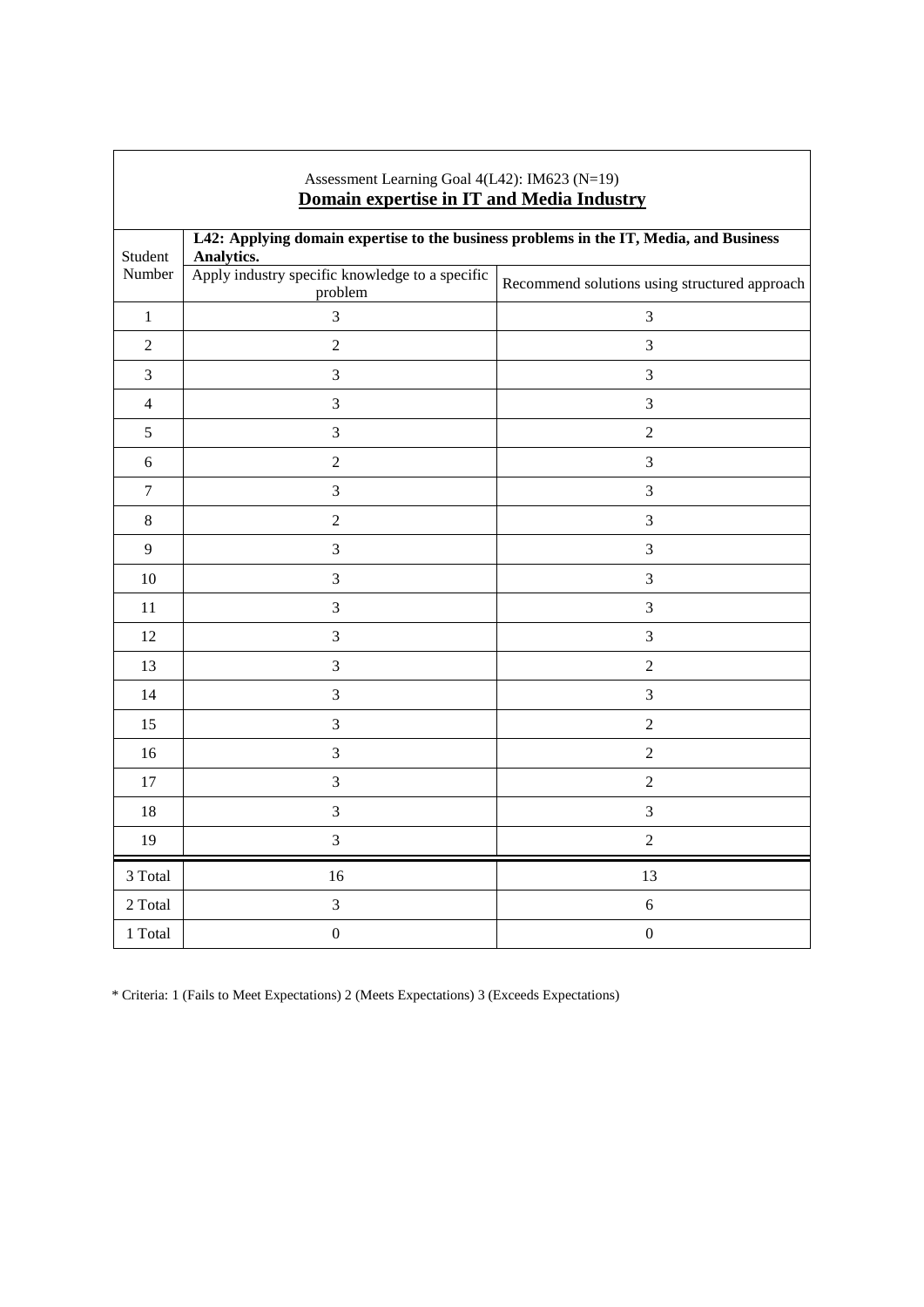Assessment Learning Goal 4(L42): IM623 (N=19)

**Domain expertise in IT and Media Industry**

| Student Number | L42: Applying domain expertise to the business problems in the IT, Media, and Business Analytics. | |
|---|---|---|
| | Apply industry specific knowledge to a specific problem | Recommend solutions using structured approach |
| 1 | 3 | 3 |
| 2 | 2 | 3 |
| 3 | 3 | 3 |
| 4 | 3 | 3 |
| 5 | 3 | 2 |
| 6 | 2 | 3 |
| 7 | 3 | 3 |
| 8 | 2 | 3 |
| 9 | 3 | 3 |
| 10 | 3 | 3 |
| 11 | 3 | 3 |
| 12 | 3 | 3 |
| 13 | 3 | 2 |
| 14 | 3 | 3 |
| 15 | 3 | 2 |
| 16 | 3 | 2 |
| 17 | 3 | 2 |
| 18 | 3 | 3 |
| 19 | 3 | 2 |
| 3 Total | 16 | 13 |
| 2 Total | 3 | 6 |
| 1 Total | 0 | 0 |

* Criteria: 1 (Fails to Meet Expectations) 2 (Meets Expectations) 3 (Exceeds Expectations)